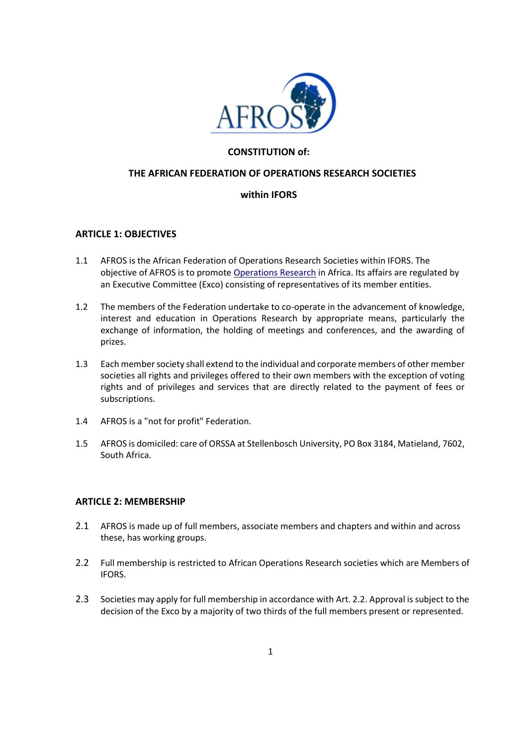**CONSTITUTION of:**

**THE AFRICAN FEDERATION OF OPERATIONS RESEARCH SOCIETIES**

**within IFORS**

## ARTICLE 1: OBJECTIVES

1.1 AFROS is the African Federation of Operations Research Societies within IFORS. The objective of AFROS is to promote Operations Research in Africa. Its affairs are regulated by an Executive Committee (Exco) consisting of representatives of its member entities.

1.2 The members of the Federation undertake to co-operate in the advancement of knowledge, interest and education in Operations Research by appropriate means, particularly the exchange of information, the holding of meetings and conferences, and the awarding of prizes.

1.3 Each member society shall extend to the individual and corporate members of other member societies all rights and privileges offered to their own members with the exception of voting rights and of privileges and services that are directly related to the payment of fees or subscriptions.

1.4 AFROS is a "not for profit" Federation.

1.5 AFROS is domiciled: care of ORSSA at Stellenbosch University, PO Box 3184, Matieland, 7602, South Africa.

## ARTICLE 2: MEMBERSHIP

2.1 AFROS is made up of full members, associate members and chapters and within and across these, has working groups.

2.2 Full membership is restricted to African Operations Research societies which are Members of IFORS.

2.3 Societies may apply for full membership in accordance with Art. 2.2. Approval is subject to the decision of the Exco by a majority of two thirds of the full members present or represented.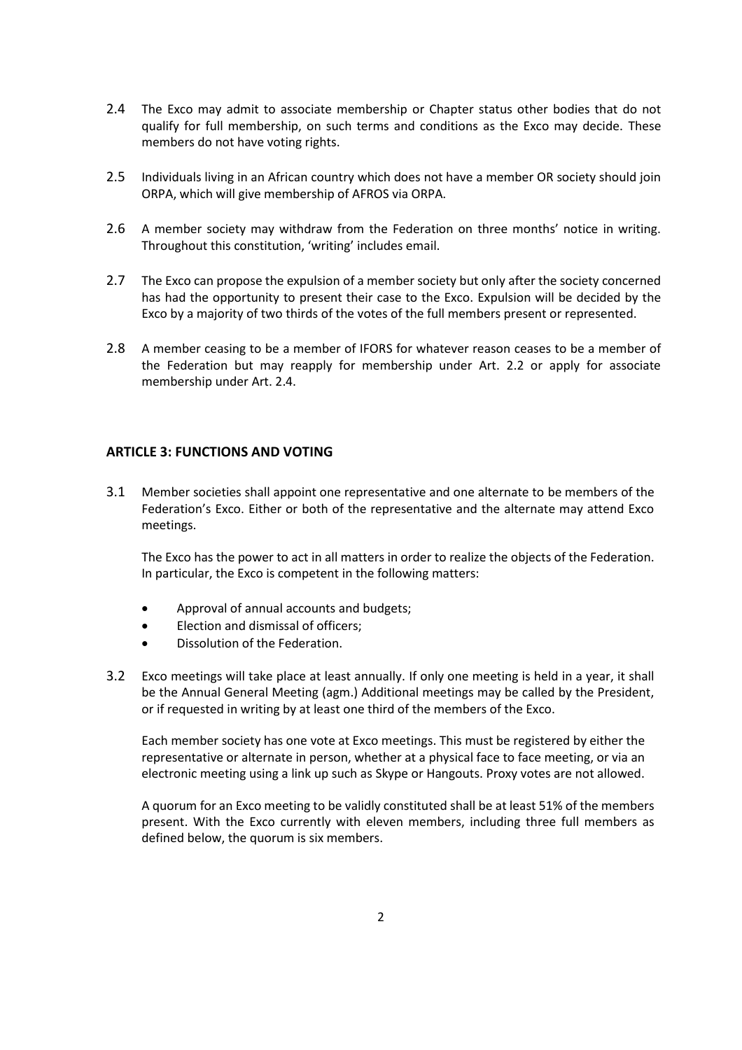2.4 The Exco may admit to associate membership or Chapter status other bodies that do not qualify for full membership, on such terms and conditions as the Exco may decide. These members do not have voting rights.

2.5 Individuals living in an African country which does not have a member OR society should join ORPA, which will give membership of AFROS via ORPA.

2.6 A member society may withdraw from the Federation on three months' notice in writing. Throughout this constitution, 'writing' includes email.

2.7 The Exco can propose the expulsion of a member society but only after the society concerned has had the opportunity to present their case to the Exco. Expulsion will be decided by the Exco by a majority of two thirds of the votes of the full members present or represented.

2.8 A member ceasing to be a member of IFORS for whatever reason ceases to be a member of the Federation but may reapply for membership under Art. 2.2 or apply for associate membership under Art. 2.4.

## ARTICLE 3: FUNCTIONS AND VOTING

3.1 Member societies shall appoint one representative and one alternate to be members of the Federation's Exco. Either or both of the representative and the alternate may attend Exco meetings.

The Exco has the power to act in all matters in order to realize the objects of the Federation. In particular, the Exco is competent in the following matters:

- Approval of annual accounts and budgets;
- Election and dismissal of officers;
- Dissolution of the Federation.

3.2 Exco meetings will take place at least annually. If only one meeting is held in a year, it shall be the Annual General Meeting (agm.) Additional meetings may be called by the President, or if requested in writing by at least one third of the members of the Exco.

Each member society has one vote at Exco meetings. This must be registered by either the representative or alternate in person, whether at a physical face to face meeting, or via an electronic meeting using a link up such as Skype or Hangouts. Proxy votes are not allowed.

A quorum for an Exco meeting to be validly constituted shall be at least 51% of the members present. With the Exco currently with eleven members, including three full members as defined below, the quorum is six members.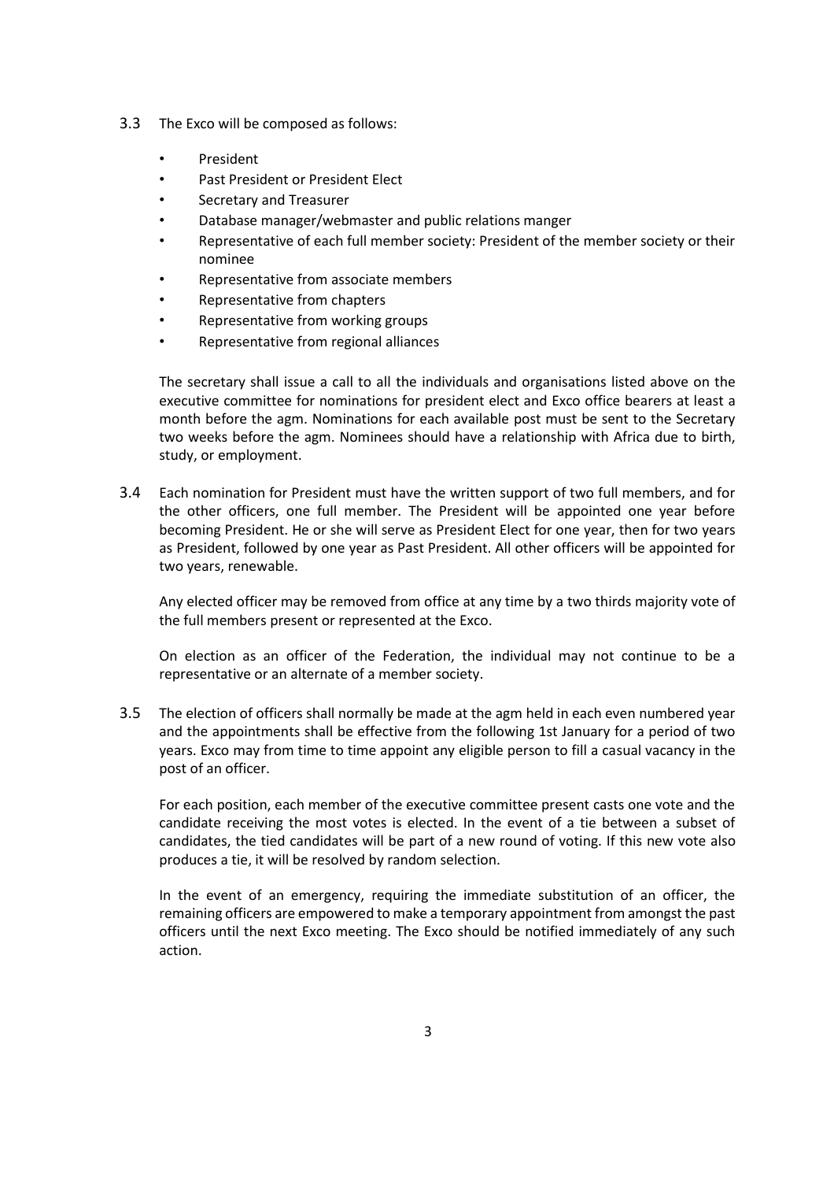3.3 The Exco will be composed as follows:

- President
- Past President or President Elect
- Secretary and Treasurer
- Database manager/webmaster and public relations manger
- Representative of each full member society: President of the member society or their nominee
- Representative from associate members
- Representative from chapters
- Representative from working groups
- Representative from regional alliances

The secretary shall issue a call to all the individuals and organisations listed above on the executive committee for nominations for president elect and Exco office bearers at least a month before the agm. Nominations for each available post must be sent to the Secretary two weeks before the agm. Nominees should have a relationship with Africa due to birth, study, or employment.

3.4 Each nomination for President must have the written support of two full members, and for the other officers, one full member. The President will be appointed one year before becoming President. He or she will serve as President Elect for one year, then for two years as President, followed by one year as Past President. All other officers will be appointed for two years, renewable.

Any elected officer may be removed from office at any time by a two thirds majority vote of the full members present or represented at the Exco.

On election as an officer of the Federation, the individual may not continue to be a representative or an alternate of a member society.

3.5 The election of officers shall normally be made at the agm held in each even numbered year and the appointments shall be effective from the following 1st January for a period of two years. Exco may from time to time appoint any eligible person to fill a casual vacancy in the post of an officer.

For each position, each member of the executive committee present casts one vote and the candidate receiving the most votes is elected. In the event of a tie between a subset of candidates, the tied candidates will be part of a new round of voting. If this new vote also produces a tie, it will be resolved by random selection.

In the event of an emergency, requiring the immediate substitution of an officer, the remaining officers are empowered to make a temporary appointment from amongst the past officers until the next Exco meeting. The Exco should be notified immediately of any such action.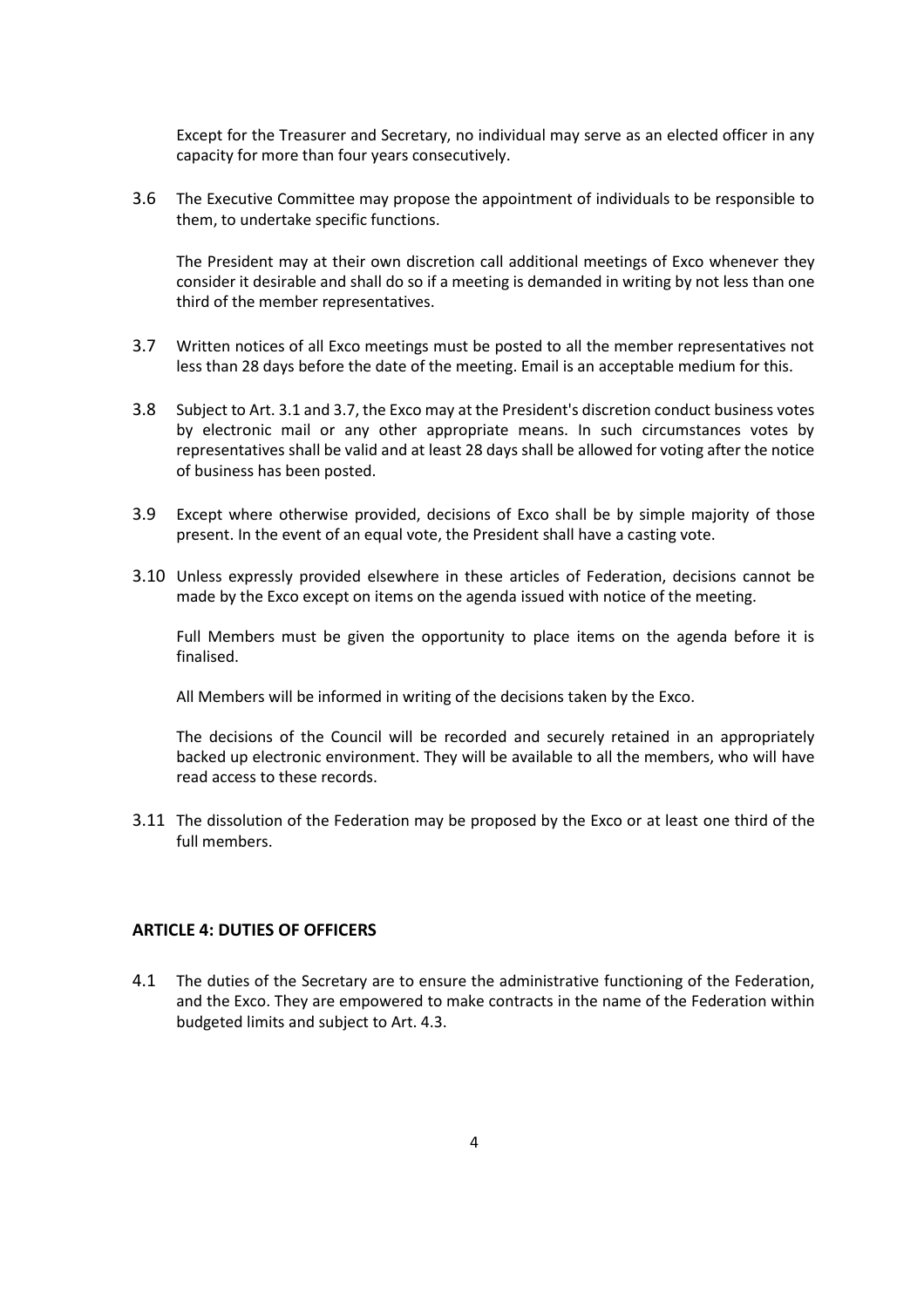Except for the Treasurer and Secretary, no individual may serve as an elected officer in any capacity for more than four years consecutively.

3.6 The Executive Committee may propose the appointment of individuals to be responsible to them, to undertake specific functions.

The President may at their own discretion call additional meetings of Exco whenever they consider it desirable and shall do so if a meeting is demanded in writing by not less than one third of the member representatives.

3.7 Written notices of all Exco meetings must be posted to all the member representatives not less than 28 days before the date of the meeting. Email is an acceptable medium for this.

3.8 Subject to Art. 3.1 and 3.7, the Exco may at the President's discretion conduct business votes by electronic mail or any other appropriate means. In such circumstances votes by representatives shall be valid and at least 28 days shall be allowed for voting after the notice of business has been posted.

3.9 Except where otherwise provided, decisions of Exco shall be by simple majority of those present. In the event of an equal vote, the President shall have a casting vote.

3.10 Unless expressly provided elsewhere in these articles of Federation, decisions cannot be made by the Exco except on items on the agenda issued with notice of the meeting.

Full Members must be given the opportunity to place items on the agenda before it is finalised.

All Members will be informed in writing of the decisions taken by the Exco.

The decisions of the Council will be recorded and securely retained in an appropriately backed up electronic environment. They will be available to all the members, who will have read access to these records.

3.11 The dissolution of the Federation may be proposed by the Exco or at least one third of the full members.

## ARTICLE 4: DUTIES OF OFFICERS

4.1 The duties of the Secretary are to ensure the administrative functioning of the Federation, and the Exco. They are empowered to make contracts in the name of the Federation within budgeted limits and subject to Art. 4.3.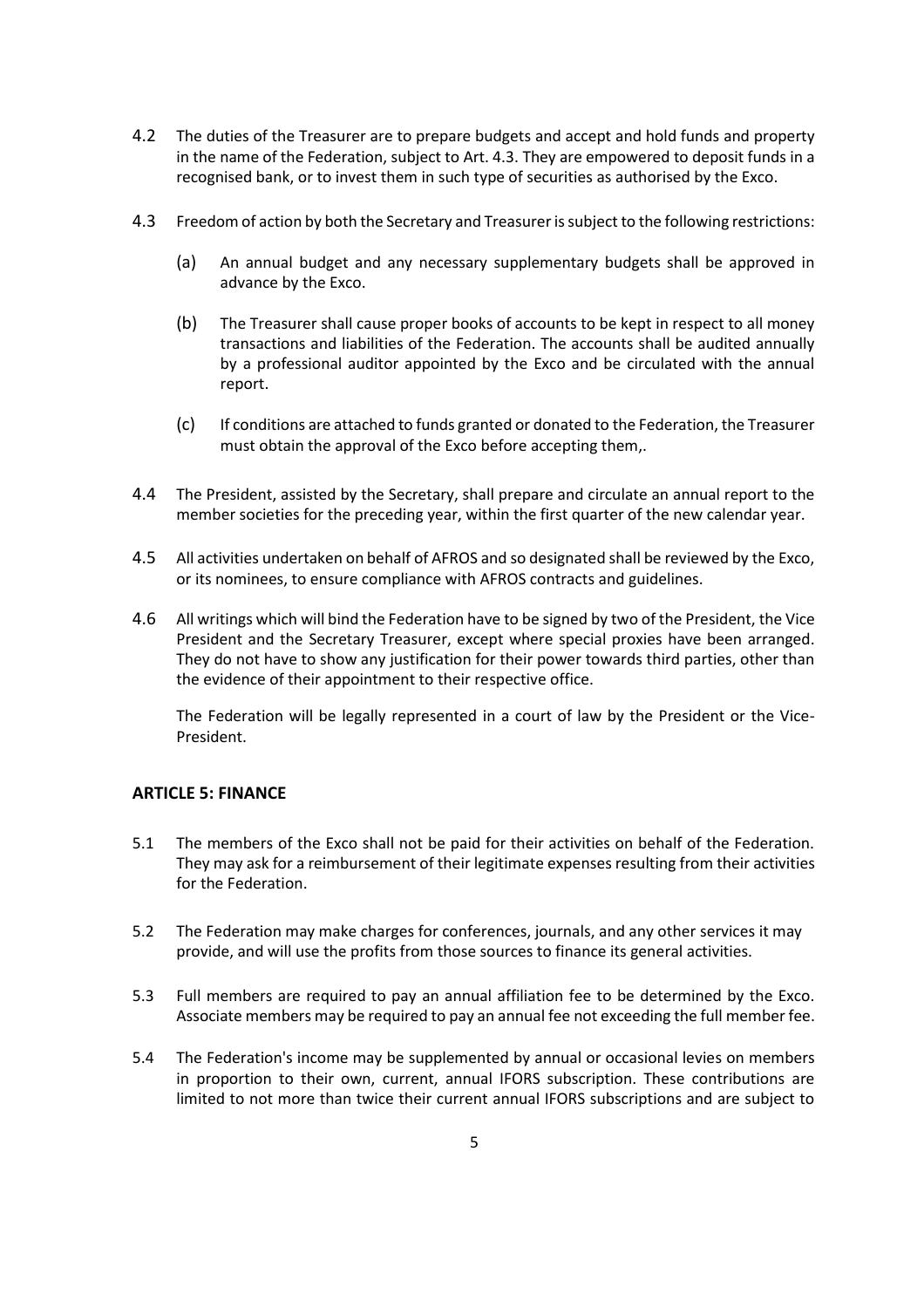4.2 The duties of the Treasurer are to prepare budgets and accept and hold funds and property in the name of the Federation, subject to Art. 4.3. They are empowered to deposit funds in a recognised bank, or to invest them in such type of securities as authorised by the Exco.

4.3 Freedom of action by both the Secretary and Treasurer is subject to the following restrictions:

(a) An annual budget and any necessary supplementary budgets shall be approved in advance by the Exco.

(b) The Treasurer shall cause proper books of accounts to be kept in respect to all money transactions and liabilities of the Federation. The accounts shall be audited annually by a professional auditor appointed by the Exco and be circulated with the annual report.

(c) If conditions are attached to funds granted or donated to the Federation, the Treasurer must obtain the approval of the Exco before accepting them,.

4.4 The President, assisted by the Secretary, shall prepare and circulate an annual report to the member societies for the preceding year, within the first quarter of the new calendar year.

4.5 All activities undertaken on behalf of AFROS and so designated shall be reviewed by the Exco, or its nominees, to ensure compliance with AFROS contracts and guidelines.

4.6 All writings which will bind the Federation have to be signed by two of the President, the Vice President and the Secretary Treasurer, except where special proxies have been arranged. They do not have to show any justification for their power towards third parties, other than the evidence of their appointment to their respective office.

The Federation will be legally represented in a court of law by the President or the Vice-President.

## ARTICLE 5: FINANCE

5.1 The members of the Exco shall not be paid for their activities on behalf of the Federation. They may ask for a reimbursement of their legitimate expenses resulting from their activities for the Federation.

5.2 The Federation may make charges for conferences, journals, and any other services it may provide, and will use the profits from those sources to finance its general activities.

5.3 Full members are required to pay an annual affiliation fee to be determined by the Exco. Associate members may be required to pay an annual fee not exceeding the full member fee.

5.4 The Federation's income may be supplemented by annual or occasional levies on members in proportion to their own, current, annual IFORS subscription. These contributions are limited to not more than twice their current annual IFORS subscriptions and are subject to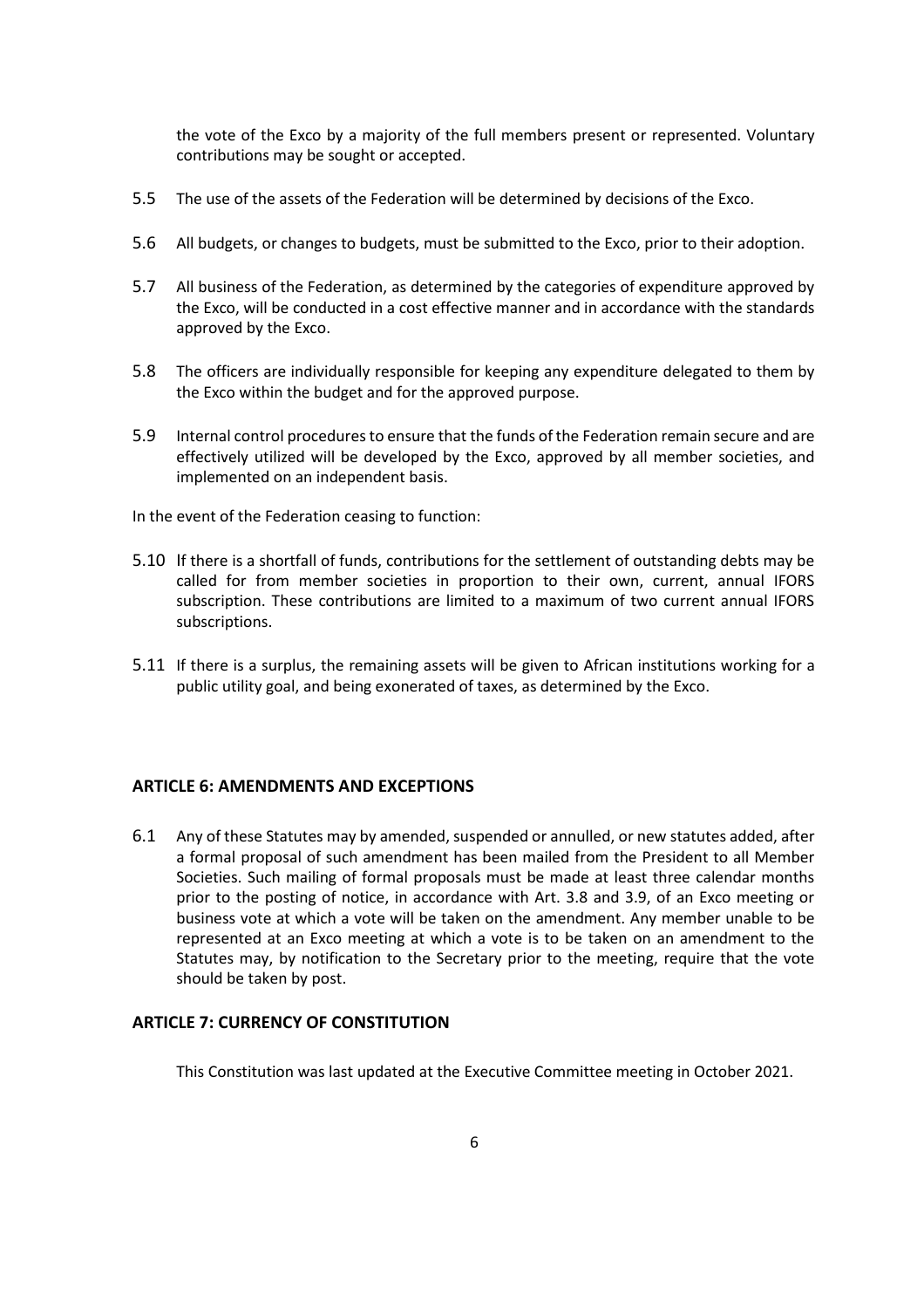the vote of the Exco by a majority of the full members present or represented. Voluntary contributions may be sought or accepted.

5.5 The use of the assets of the Federation will be determined by decisions of the Exco.

5.6 All budgets, or changes to budgets, must be submitted to the Exco, prior to their adoption.

5.7 All business of the Federation, as determined by the categories of expenditure approved by the Exco, will be conducted in a cost effective manner and in accordance with the standards approved by the Exco.

5.8 The officers are individually responsible for keeping any expenditure delegated to them by the Exco within the budget and for the approved purpose.

5.9 Internal control procedures to ensure that the funds of the Federation remain secure and are effectively utilized will be developed by the Exco, approved by all member societies, and implemented on an independent basis.

In the event of the Federation ceasing to function:

5.10 If there is a shortfall of funds, contributions for the settlement of outstanding debts may be called for from member societies in proportion to their own, current, annual IFORS subscription. These contributions are limited to a maximum of two current annual IFORS subscriptions.

5.11 If there is a surplus, the remaining assets will be given to African institutions working for a public utility goal, and being exonerated of taxes, as determined by the Exco.

## ARTICLE 6: AMENDMENTS AND EXCEPTIONS

6.1 Any of these Statutes may by amended, suspended or annulled, or new statutes added, after a formal proposal of such amendment has been mailed from the President to all Member Societies. Such mailing of formal proposals must be made at least three calendar months prior to the posting of notice, in accordance with Art. 3.8 and 3.9, of an Exco meeting or business vote at which a vote will be taken on the amendment. Any member unable to be represented at an Exco meeting at which a vote is to be taken on an amendment to the Statutes may, by notification to the Secretary prior to the meeting, require that the vote should be taken by post.

## ARTICLE 7: CURRENCY OF CONSTITUTION

This Constitution was last updated at the Executive Committee meeting in October 2021.